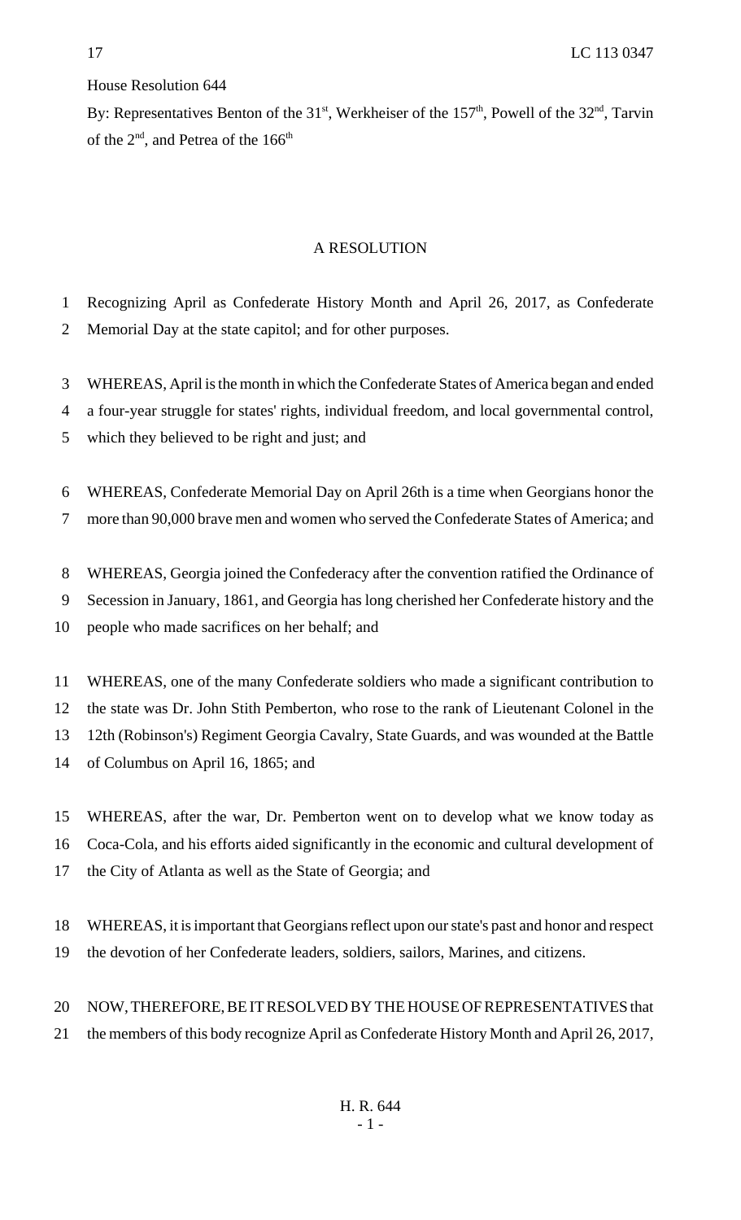House Resolution 644

By: Representatives Benton of the 31st, Werkheiser of the 157th, Powell of the 32nd, Tarvin of the 2nd, and Petrea of the 166th

# A RESOLUTION

Recognizing April as Confederate History Month and April 26, 2017, as Confederate Memorial Day at the state capitol; and for other purposes.

WHEREAS, April is the month in which the Confederate States of America began and ended a four-year struggle for states' rights, individual freedom, and local governmental control, which they believed to be right and just; and

WHEREAS, Confederate Memorial Day on April 26th is a time when Georgians honor the more than 90,000 brave men and women who served the Confederate States of America; and

WHEREAS, Georgia joined the Confederacy after the convention ratified the Ordinance of Secession in January, 1861, and Georgia has long cherished her Confederate history and the people who made sacrifices on her behalf; and

WHEREAS, one of the many Confederate soldiers who made a significant contribution to the state was Dr. John Stith Pemberton, who rose to the rank of Lieutenant Colonel in the 12th (Robinson's) Regiment Georgia Cavalry, State Guards, and was wounded at the Battle of Columbus on April 16, 1865; and

WHEREAS, after the war, Dr. Pemberton went on to develop what we know today as Coca-Cola, and his efforts aided significantly in the economic and cultural development of the City of Atlanta as well as the State of Georgia; and

WHEREAS, it is important that Georgians reflect upon our state's past and honor and respect the devotion of her Confederate leaders, soldiers, sailors, Marines, and citizens.

NOW, THEREFORE, BE IT RESOLVED BY THE HOUSE OF REPRESENTATIVES that the members of this body recognize April as Confederate History Month and April 26, 2017,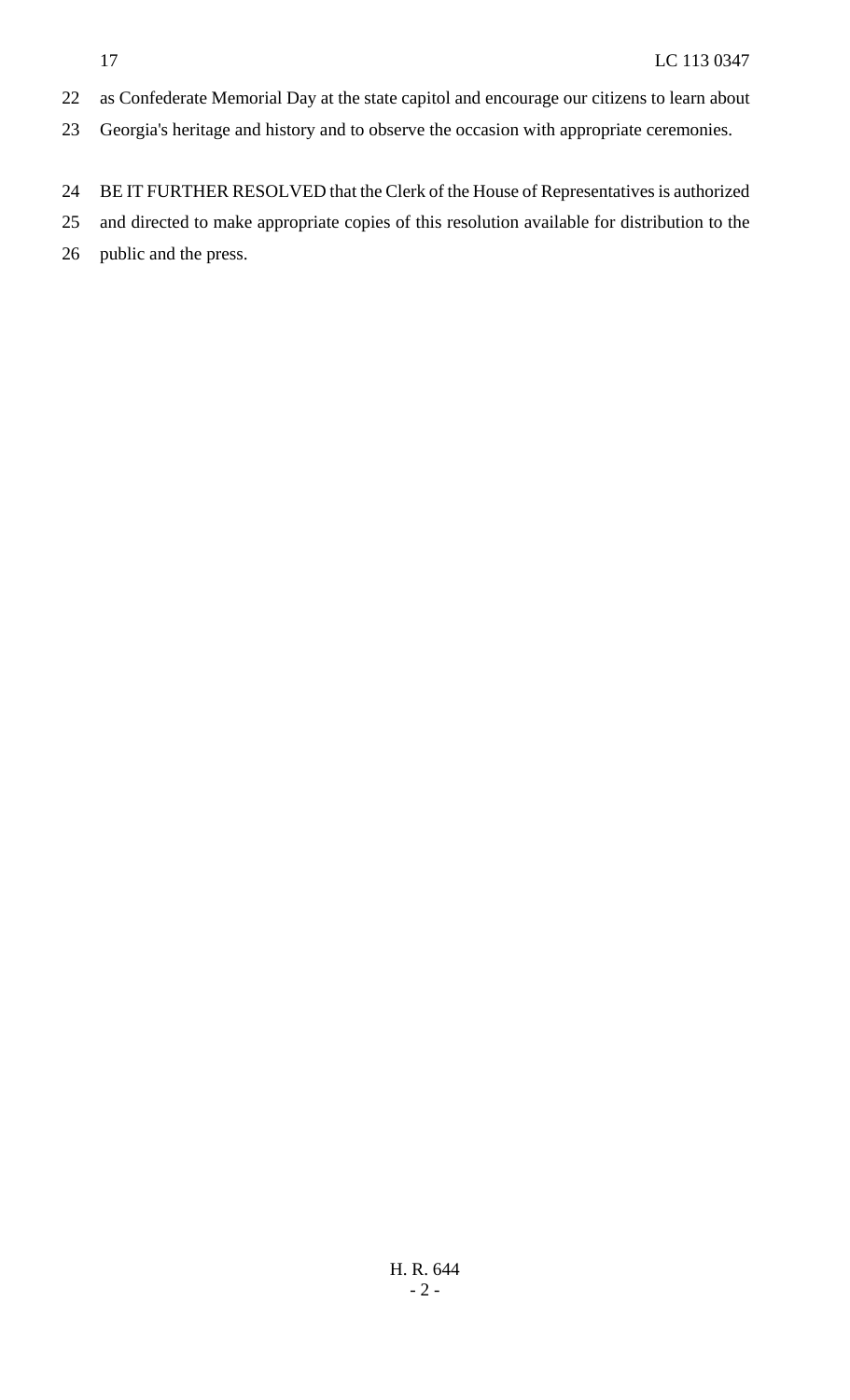as Confederate Memorial Day at the state capitol and encourage our citizens to learn about Georgia's heritage and history and to observe the occasion with appropriate ceremonies.

BE IT FURTHER RESOLVED that the Clerk of the House of Representatives is authorized and directed to make appropriate copies of this resolution available for distribution to the public and the press.